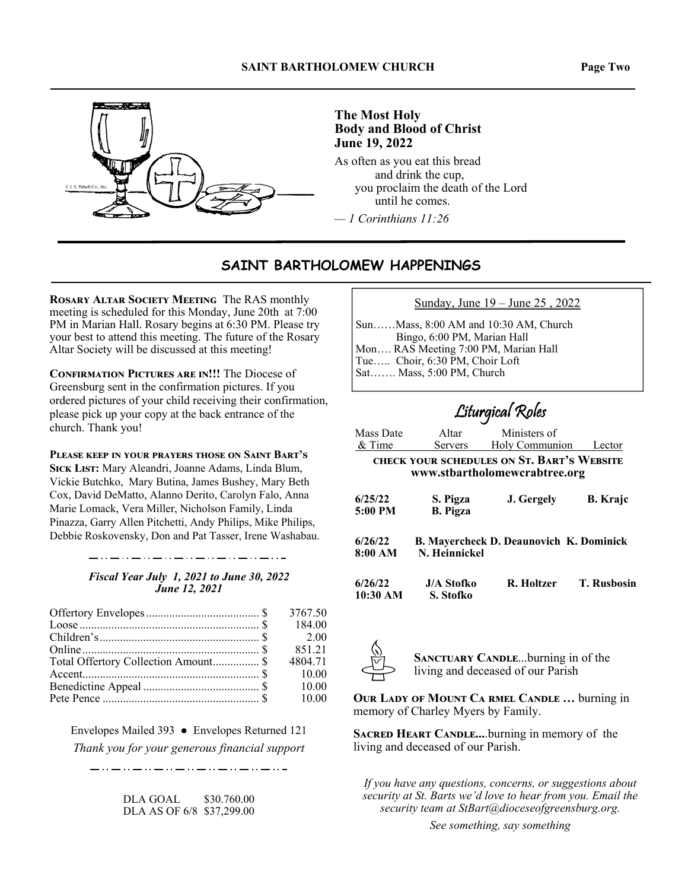### The Most Holy Body and Blood of Christ
### June 19, 2022

As often as you eat this bread
and drink the cup,
you proclaim the death of the Lord
until he comes.

*— 1 Corinthians 11:26*

## SAINT BARTHOLOMEW HAPPENINGS

**Rosary Altar Society Meeting** The RAS monthly meeting is scheduled for this Monday, June 20th at 7:00 PM in Marian Hall. Rosary begins at 6:30 PM. Please try your best to attend this meeting. The future of the Rosary Altar Society will be discussed at this meeting!

**Confirmation Pictures are in!!!** The Diocese of Greensburg sent in the confirmation pictures. If you ordered pictures of your child receiving their confirmation, please pick up your copy at the back entrance of the church. Thank you!

**Please keep in your prayers those on Saint Bart's Sick List:** Mary Aleandri, Joanne Adams, Linda Blum, Vickie Butchko, Mary Butina, James Bushey, Mary Beth Cox, David DeMatto, Alanno Derito, Carolyn Falo, Anna Marie Lomack, Vera Miller, Nicholson Family, Linda Pinazza, Garry Allen Pitchetti, Andy Philips, Mike Philips, Debbie Roskovensky, Don and Pat Tasser, Irene Washabau.

***Fiscal Year July 1, 2021 to June 30, 2022***
***June 12, 2021***

| | | |
|---|---|---|
| Offertory Envelopes | $ | 3767.50 |
| Loose | $ | 184.00 |
| Children's | $ | 2.00 |
| Online | $ | 851.21 |
| Total Offertory Collection Amount | $ | 4804.71 |
| Accent | $ | 10.00 |
| Benedictine Appeal | $ | 10.00 |
| Pete Pence | $ | 10.00 |

Envelopes Mailed 393 ● Envelopes Returned 121

*Thank you for your generous financial support*

DLA GOAL $30.760.00
DLA AS OF 6/8 $37,299.00

<u>Sunday, June 19 – June 25 , 2022</u>

Sun……Mass, 8:00 AM and 10:30 AM, Church
Bingo, 6:00 PM, Marian Hall
Mon…. RAS Meeting 7:00 PM, Marian Hall
Tue….. Choir, 6:30 PM, Choir Loft
Sat……. Mass, 5:00 PM, Church

## Liturgical Roles

**Check your schedules on St. Bart's Website**
**www.stbartholomewcrabtree.org**

| Mass Date & Time | Altar Servers | Ministers of Holy Communion | Lector |
|---|---|---|---|
| **6/25/22 5:00 PM** | **S. Pigza, B. Pigza** | **J. Gergely** | **B. Krajc** |
| **6/26/22 8:00 AM** | **B. Mayercheck, N. Heinnickel** | **D. Deaunovich** | **K. Dominick** |
| **6/26/22 10:30 AM** | **J/A Stofko, S. Stofko** | **R. Holtzer** | **T. Rusbosin** |

**Sanctuary Candle**...burning in of the living and deceased of our Parish

**Our Lady of Mount Ca rmel Candle …** burning in memory of Charley Myers by Family.

**Sacred Heart Candle....**burning in memory of the living and deceased of our Parish.

*If you have any questions, concerns, or suggestions about security at St. Barts we'd love to hear from you. Email the security team at StBart@dioceseofgreensburg.org.*

*See something, say something*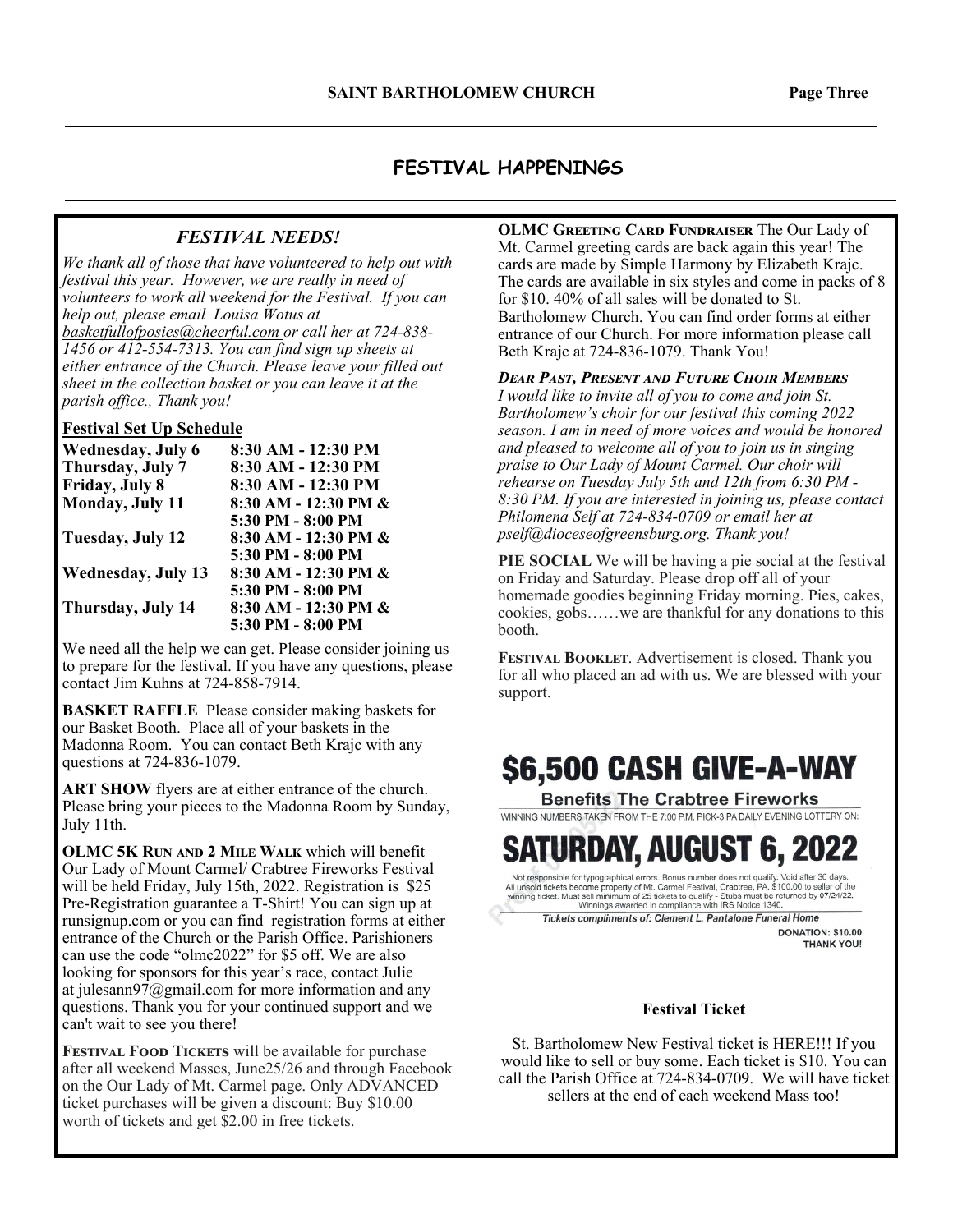## FESTIVAL HAPPENINGS

### *FESTIVAL NEEDS!*

*We thank all of those that have volunteered to help out with festival this year. However, we are really in need of volunteers to work all weekend for the Festival. If you can help out, please email Louisa Wotus at basketfullofposies@cheerful.com or call her at 724-838-1456 or 412-554-7313. You can find sign up sheets at either entrance of the Church. Please leave your filled out sheet in the collection basket or you can leave it at the parish office., Thank you!*

**Festival Set Up Schedule**

| | |
|---|---|
| **Wednesday, July 6** | **8:30 AM - 12:30 PM** |
| **Thursday, July 7** | **8:30 AM - 12:30 PM** |
| **Friday, July 8** | **8:30 AM - 12:30 PM** |
| **Monday, July 11** | **8:30 AM - 12:30 PM & 5:30 PM - 8:00 PM** |
| **Tuesday, July 12** | **8:30 AM - 12:30 PM & 5:30 PM - 8:00 PM** |
| **Wednesday, July 13** | **8:30 AM - 12:30 PM & 5:30 PM - 8:00 PM** |
| **Thursday, July 14** | **8:30 AM - 12:30 PM & 5:30 PM - 8:00 PM** |

We need all the help we can get. Please consider joining us to prepare for the festival. If you have any questions, please contact Jim Kuhns at 724-858-7914.

**BASKET RAFFLE** Please consider making baskets for our Basket Booth. Place all of your baskets in the Madonna Room. You can contact Beth Krajc with any questions at 724-836-1079.

**ART SHOW** flyers are at either entrance of the church. Please bring your pieces to the Madonna Room by Sunday, July 11th.

**OLMC 5K Run and 2 Mile Walk** which will benefit Our Lady of Mount Carmel/ Crabtree Fireworks Festival will be held Friday, July 15th, 2022. Registration is $25 Pre-Registration guarantee a T-Shirt! You can sign up at runsignup.com or you can find registration forms at either entrance of the Church or the Parish Office. Parishioners can use the code "olmc2022" for $5 off. We are also looking for sponsors for this year's race, contact Julie at julesann97@gmail.com for more information and any questions. Thank you for your continued support and we can't wait to see you there!

**Festival Food Tickets** will be available for purchase after all weekend Masses, June25/26 and through Facebook on the Our Lady of Mt. Carmel page. Only ADVANCED ticket purchases will be given a discount: Buy $10.00 worth of tickets and get $2.00 in free tickets.

**OLMC Greeting Card Fundraiser** The Our Lady of Mt. Carmel greeting cards are back again this year! The cards are made by Simple Harmony by Elizabeth Krajc. The cards are available in six styles and come in packs of 8 for $10. 40% of all sales will be donated to St. Bartholomew Church. You can find order forms at either entrance of our Church. For more information please call Beth Krajc at 724-836-1079. Thank You!

***Dear Past, Present and Future Choir Members***

*I would like to invite all of you to come and join St. Bartholomew's choir for our festival this coming 2022 season. I am in need of more voices and would be honored and pleased to welcome all of you to join us in singing praise to Our Lady of Mount Carmel. Our choir will rehearse on Tuesday July 5th and 12th from 6:30 PM - 8:30 PM. If you are interested in joining us, please contact Philomena Self at 724-834-0709 or email her at pself@dioceseofgreensburg.org. Thank you!*

**PIE SOCIAL** We will be having a pie social at the festival on Friday and Saturday. Please drop off all of your homemade goodies beginning Friday morning. Pies, cakes, cookies, gobs……we are thankful for any donations to this booth.

**Festival Booklet**. Advertisement is closed. Thank you for all who placed an ad with us. We are blessed with your support.

# $6,500 CASH GIVE-A-WAY

**Benefits The Crabtree Fireworks**

WINNING NUMBERS TAKEN FROM THE 7:00 P.M. PICK-3 PA DAILY EVENING LOTTERY ON:

# SATURDAY, AUGUST 6, 2022

Not responsible for typographical errors. Bonus number does not qualify. Void after 30 days. All unsold tickets become property of Mt. Carmel Festival, Crabtree, PA. $100.00 to seller of the winning ticket. Must sell minimum of 25 tickets to qualify - Stuba must be returned by 07/24/22. Winnings awarded in compliance with IRS Notice 1340.

*Tickets compliments of: Clement L. Pantalone Funeral Home*

DONATION: $10.00
THANK YOU!

**Festival Ticket**

St. Bartholomew New Festival ticket is HERE!!! If you would like to sell or buy some. Each ticket is $10. You can call the Parish Office at 724-834-0709. We will have ticket sellers at the end of each weekend Mass too!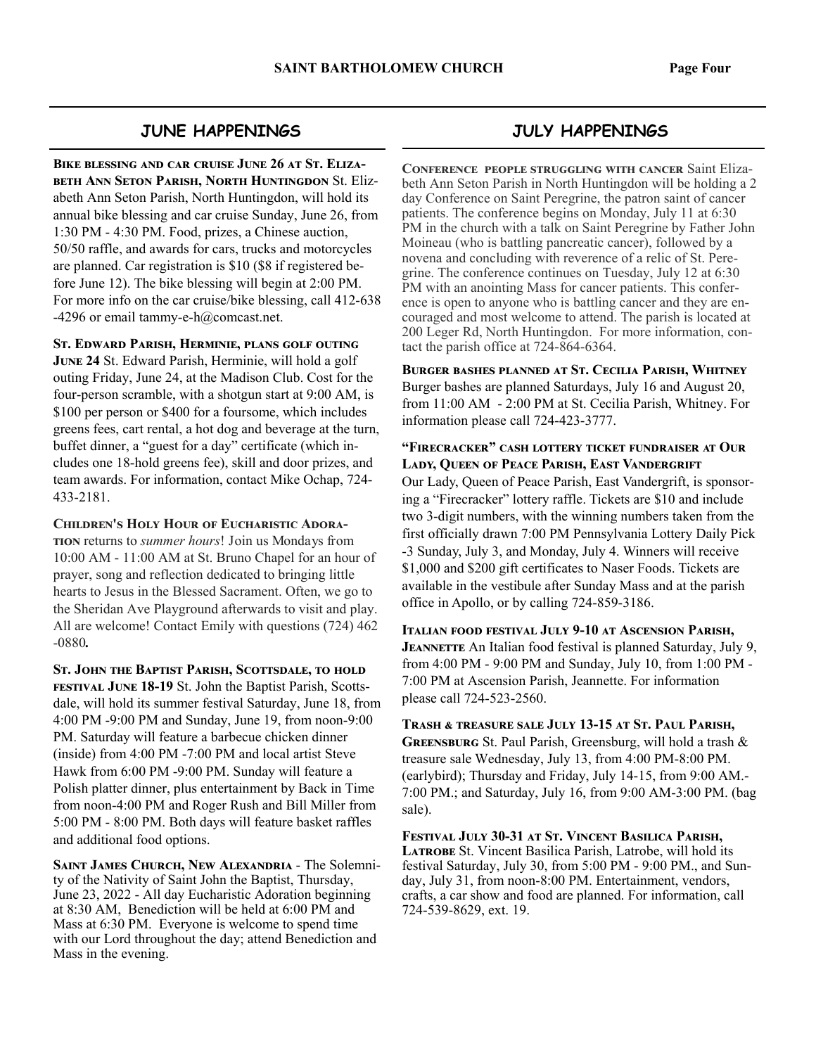## JUNE HAPPENINGS

**Bike blessing and car cruise June 26 at St. Elizabeth Ann Seton Parish, North Huntingdon** St. Elizabeth Ann Seton Parish, North Huntingdon, will hold its annual bike blessing and car cruise Sunday, June 26, from 1:30 PM - 4:30 PM. Food, prizes, a Chinese auction, 50/50 raffle, and awards for cars, trucks and motorcycles are planned. Car registration is $10 ($8 if registered before June 12). The bike blessing will begin at 2:00 PM. For more info on the car cruise/bike blessing, call 412-638-4296 or email tammy-e-h@comcast.net.

**St. Edward Parish, Herminie, plans golf outing June 24** St. Edward Parish, Herminie, will hold a golf outing Friday, June 24, at the Madison Club. Cost for the four-person scramble, with a shotgun start at 9:00 AM, is $100 per person or $400 for a foursome, which includes greens fees, cart rental, a hot dog and beverage at the turn, buffet dinner, a "guest for a day" certificate (which includes one 18-hold greens fee), skill and door prizes, and team awards. For information, contact Mike Ochap, 724-433-2181.

**Children's Holy Hour of Eucharistic Adoration** returns to *summer hours*! Join us Mondays from 10:00 AM - 11:00 AM at St. Bruno Chapel for an hour of prayer, song and reflection dedicated to bringing little hearts to Jesus in the Blessed Sacrament. Often, we go to the Sheridan Ave Playground afterwards to visit and play. All are welcome! Contact Emily with questions (724) 462-0880**.**

**St. John the Baptist Parish, Scottsdale, to hold festival June 18-19** St. John the Baptist Parish, Scottsdale, will hold its summer festival Saturday, June 18, from 4:00 PM -9:00 PM and Sunday, June 19, from noon-9:00 PM. Saturday will feature a barbecue chicken dinner (inside) from 4:00 PM -7:00 PM and local artist Steve Hawk from 6:00 PM -9:00 PM. Sunday will feature a Polish platter dinner, plus entertainment by Back in Time from noon-4:00 PM and Roger Rush and Bill Miller from 5:00 PM - 8:00 PM. Both days will feature basket raffles and additional food options.

**Saint James Church, New Alexandria** - The Solemnity of the Nativity of Saint John the Baptist, Thursday, June 23, 2022 - All day Eucharistic Adoration beginning at 8:30 AM, Benediction will be held at 6:00 PM and Mass at 6:30 PM. Everyone is welcome to spend time with our Lord throughout the day; attend Benediction and Mass in the evening.

## JULY HAPPENINGS

**Conference people struggling with cancer** Saint Elizabeth Ann Seton Parish in North Huntingdon will be holding a 2 day Conference on Saint Peregrine, the patron saint of cancer patients. The conference begins on Monday, July 11 at 6:30 PM in the church with a talk on Saint Peregrine by Father John Moineau (who is battling pancreatic cancer), followed by a novena and concluding with reverence of a relic of St. Peregrine. The conference continues on Tuesday, July 12 at 6:30 PM with an anointing Mass for cancer patients. This conference is open to anyone who is battling cancer and they are encouraged and most welcome to attend. The parish is located at 200 Leger Rd, North Huntingdon. For more information, contact the parish office at 724-864-6364.

**Burger bashes planned at St. Cecilia Parish, Whitney** Burger bashes are planned Saturdays, July 16 and August 20, from 11:00 AM - 2:00 PM at St. Cecilia Parish, Whitney. For information please call 724-423-3777.

**"Firecracker" cash lottery ticket fundraiser at Our Lady, Queen of Peace Parish, East Vandergrift** Our Lady, Queen of Peace Parish, East Vandergrift, is sponsoring a "Firecracker" lottery raffle. Tickets are $10 and include two 3-digit numbers, with the winning numbers taken from the first officially drawn 7:00 PM Pennsylvania Lottery Daily Pick-3 Sunday, July 3, and Monday, July 4. Winners will receive $1,000 and $200 gift certificates to Naser Foods. Tickets are available in the vestibule after Sunday Mass and at the parish office in Apollo, or by calling 724-859-3186.

**Italian food festival July 9-10 at Ascension Parish, Jeannette** An Italian food festival is planned Saturday, July 9, from 4:00 PM - 9:00 PM and Sunday, July 10, from 1:00 PM - 7:00 PM at Ascension Parish, Jeannette. For information please call 724-523-2560.

**Trash & treasure sale July 13-15 at St. Paul Parish, Greensburg** St. Paul Parish, Greensburg, will hold a trash & treasure sale Wednesday, July 13, from 4:00 PM-8:00 PM. (earlybird); Thursday and Friday, July 14-15, from 9:00 AM.- 7:00 PM.; and Saturday, July 16, from 9:00 AM-3:00 PM. (bag sale).

**Festival July 30-31 at St. Vincent Basilica Parish, Latrobe** St. Vincent Basilica Parish, Latrobe, will hold its festival Saturday, July 30, from 5:00 PM - 9:00 PM., and Sunday, July 31, from noon-8:00 PM. Entertainment, vendors, crafts, a car show and food are planned. For information, call 724-539-8629, ext. 19.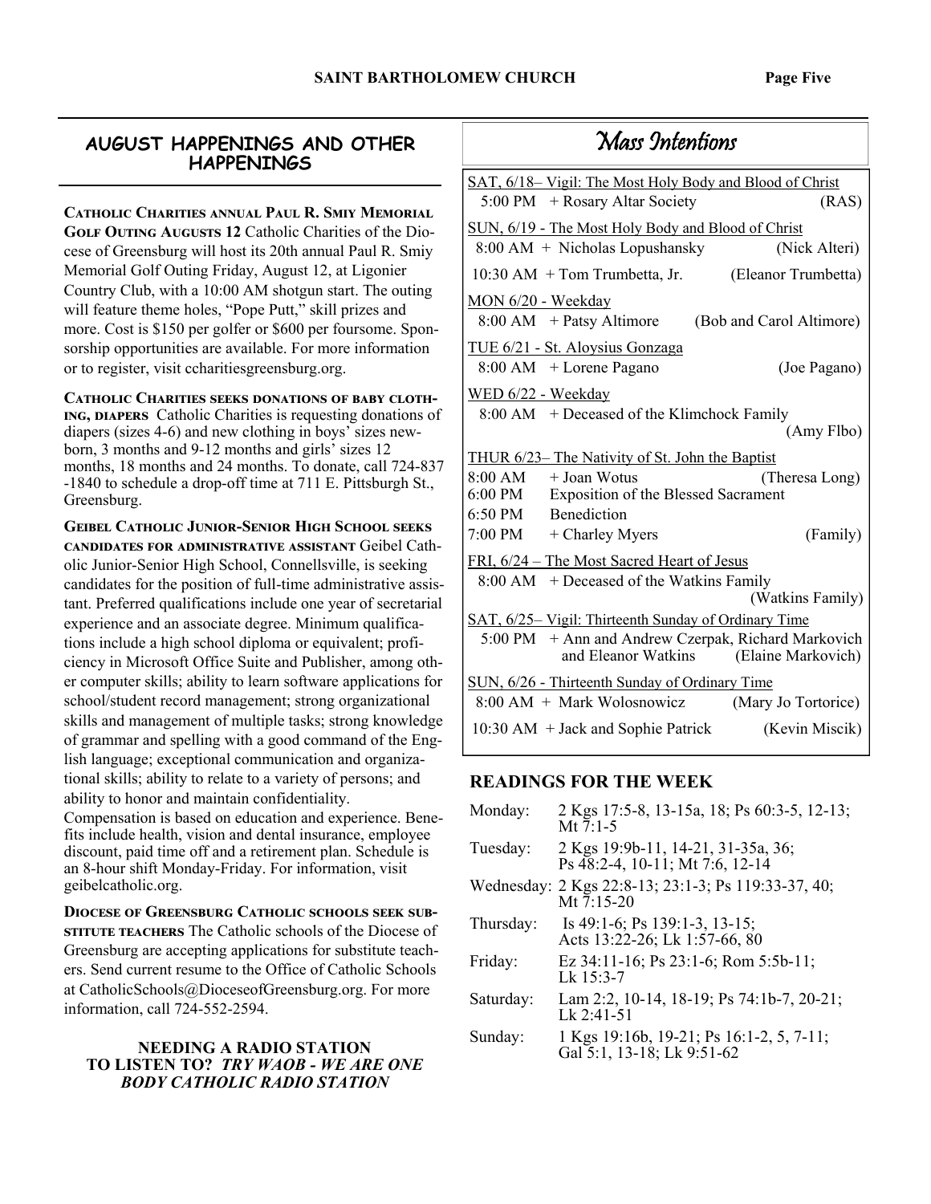## AUGUST HAPPENINGS AND OTHER HAPPENINGS

**CATHOLIC CHARITIES ANNUAL PAUL R. SMIY MEMORIAL GOLF OUTING AUGUSTS 12** Catholic Charities of the Diocese of Greensburg will host its 20th annual Paul R. Smiy Memorial Golf Outing Friday, August 12, at Ligonier Country Club, with a 10:00 AM shotgun start. The outing will feature theme holes, "Pope Putt," skill prizes and more. Cost is $150 per golfer or $600 per foursome. Sponsorship opportunities are available. For more information or to register, visit ccharitiesgreensburg.org.

**CATHOLIC CHARITIES SEEKS DONATIONS OF BABY CLOTHING, DIAPERS** Catholic Charities is requesting donations of diapers (sizes 4-6) and new clothing in boys' sizes newborn, 3 months and 9-12 months and girls' sizes 12 months, 18 months and 24 months. To donate, call 724-837-1840 to schedule a drop-off time at 711 E. Pittsburgh St., Greensburg.

**GEIBEL CATHOLIC JUNIOR-SENIOR HIGH SCHOOL SEEKS CANDIDATES FOR ADMINISTRATIVE ASSISTANT** Geibel Catholic Junior-Senior High School, Connellsville, is seeking candidates for the position of full-time administrative assistant. Preferred qualifications include one year of secretarial experience and an associate degree. Minimum qualifications include a high school diploma or equivalent; proficiency in Microsoft Office Suite and Publisher, among other computer skills; ability to learn software applications for school/student record management; strong organizational skills and management of multiple tasks; strong knowledge of grammar and spelling with a good command of the English language; exceptional communication and organizational skills; ability to relate to a variety of persons; and ability to honor and maintain confidentiality.
Compensation is based on education and experience. Benefits include health, vision and dental insurance, employee discount, paid time off and a retirement plan. Schedule is an 8-hour shift Monday-Friday. For information, visit geibelcatholic.org.

**DIOCESE OF GREENSBURG CATHOLIC SCHOOLS SEEK SUBSTITUTE TEACHERS** The Catholic schools of the Diocese of Greensburg are accepting applications for substitute teachers. Send current resume to the Office of Catholic Schools at CatholicSchools@DioceseofGreensburg.org. For more information, call 724-552-2594.

**NEEDING A RADIO STATION TO LISTEN TO?** ***TRY WAOB - WE ARE ONE BODY CATHOLIC RADIO STATION***

## *Mass Intentions*

SAT, 6/18– Vigil: The Most Holy Body and Blood of Christ
5:00 PM + Rosary Altar Society (RAS)

SUN, 6/19 - The Most Holy Body and Blood of Christ
8:00 AM + Nicholas Lopushansky (Nick Alteri)
10:30 AM + Tom Trumbetta, Jr. (Eleanor Trumbetta)

MON 6/20 - Weekday
8:00 AM + Patsy Altimore (Bob and Carol Altimore)

TUE 6/21 - St. Aloysius Gonzaga
8:00 AM + Lorene Pagano (Joe Pagano)

WED 6/22 - Weekday
8:00 AM + Deceased of the Klimchock Family (Amy Flbo)

THUR 6/23– The Nativity of St. John the Baptist
8:00 AM + Joan Wotus (Theresa Long)
6:00 PM Exposition of the Blessed Sacrament
6:50 PM Benediction
7:00 PM + Charley Myers (Family)

FRI, 6/24 – The Most Sacred Heart of Jesus
8:00 AM + Deceased of the Watkins Family (Watkins Family)

SAT, 6/25– Vigil: Thirteenth Sunday of Ordinary Time
5:00 PM + Ann and Andrew Czerpak, Richard Markovich and Eleanor Watkins (Elaine Markovich)

SUN, 6/26 - Thirteenth Sunday of Ordinary Time
8:00 AM + Mark Wolosnowicz (Mary Jo Tortorice)
10:30 AM + Jack and Sophie Patrick (Kevin Miscik)

## READINGS FOR THE WEEK

| | |
|---|---|
| Monday: | 2 Kgs 17:5-8, 13-15a, 18; Ps 60:3-5, 12-13; Mt 7:1-5 |
| Tuesday: | 2 Kgs 19:9b-11, 14-21, 31-35a, 36; Ps 48:2-4, 10-11; Mt 7:6, 12-14 |
| Wednesday: | 2 Kgs 22:8-13; 23:1-3; Ps 119:33-37, 40; Mt 7:15-20 |
| Thursday: | Is 49:1-6; Ps 139:1-3, 13-15; Acts 13:22-26; Lk 1:57-66, 80 |
| Friday: | Ez 34:11-16; Ps 23:1-6; Rom 5:5b-11; Lk 15:3-7 |
| Saturday: | Lam 2:2, 10-14, 18-19; Ps 74:1b-7, 20-21; Lk 2:41-51 |
| Sunday: | 1 Kgs 19:16b, 19-21; Ps 16:1-2, 5, 7-11; Gal 5:1, 13-18; Lk 9:51-62 |